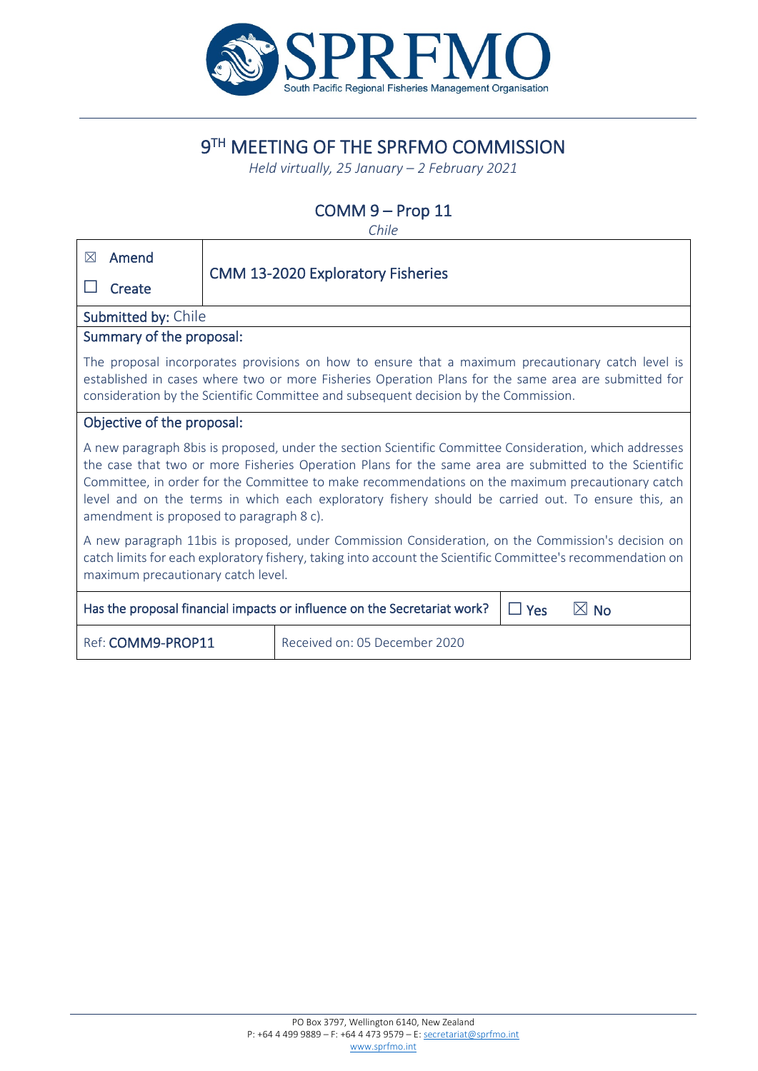# 9TH MEETING OF THE SPRFMO COMMISSION

*Held virtually, 25 January – 2 February 2021*

## COMM 9 – Prop 11

*Chile*

| ☒ Amend ☐ Create | CMM 13-2020 Exploratory Fisheries |
|---|---|

**Submitted by:** Chile

**Summary of the proposal:**

The proposal incorporates provisions on how to ensure that a maximum precautionary catch level is established in cases where two or more Fisheries Operation Plans for the same area are submitted for consideration by the Scientific Committee and subsequent decision by the Commission.

**Objective of the proposal:**

A new paragraph 8bis is proposed, under the section Scientific Committee Consideration, which addresses the case that two or more Fisheries Operation Plans for the same area are submitted to the Scientific Committee, in order for the Committee to make recommendations on the maximum precautionary catch level and on the terms in which each exploratory fishery should be carried out. To ensure this, an amendment is proposed to paragraph 8 c).

A new paragraph 11bis is proposed, under Commission Consideration, on the Commission's decision on catch limits for each exploratory fishery, taking into account the Scientific Committee's recommendation on maximum precautionary catch level.

| Has the proposal financial impacts or influence on the Secretariat work? | ☐ Yes ☒ No |
|---|---|
| Ref: **COMM9-PROP11** | Received on: 05 December 2020 |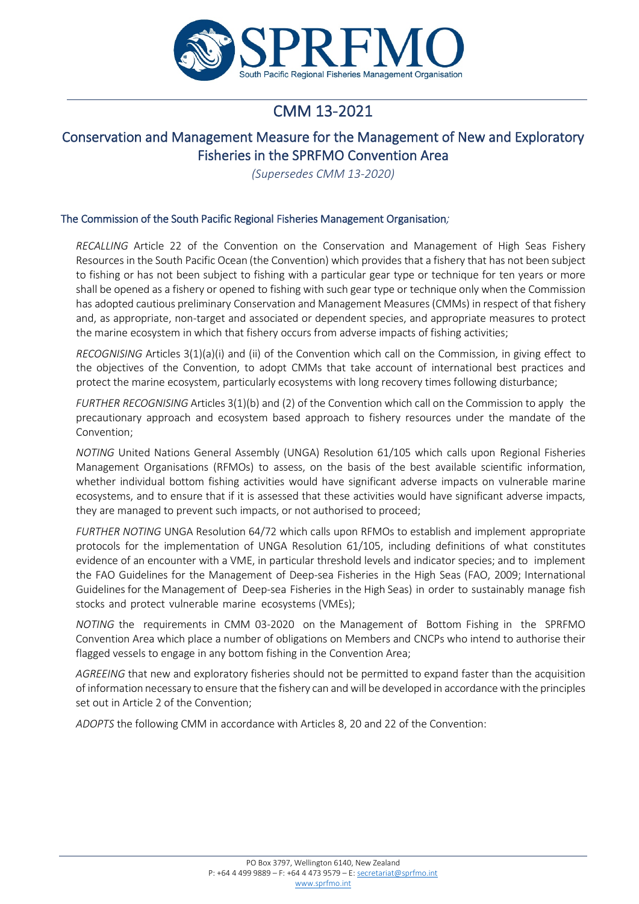# CMM 13-2021

## Conservation and Management Measure for the Management of New and Exploratory Fisheries in the SPRFMO Convention Area

*(Supersedes CMM 13-2020)*

### The Commission of the South Pacific Regional Fisheries Management Organisation*;*

*RECALLING* Article 22 of the Convention on the Conservation and Management of High Seas Fishery Resources in the South Pacific Ocean (the Convention) which provides that a fishery that has not been subject to fishing or has not been subject to fishing with a particular gear type or technique for ten years or more shall be opened as a fishery or opened to fishing with such gear type or technique only when the Commission has adopted cautious preliminary Conservation and Management Measures (CMMs) in respect of that fishery and, as appropriate, non-target and associated or dependent species, and appropriate measures to protect the marine ecosystem in which that fishery occurs from adverse impacts of fishing activities;

*RECOGNISING* Articles 3(1)(a)(i) and (ii) of the Convention which call on the Commission, in giving effect to the objectives of the Convention, to adopt CMMs that take account of international best practices and protect the marine ecosystem, particularly ecosystems with long recovery times following disturbance;

*FURTHER RECOGNISING* Articles 3(1)(b) and (2) of the Convention which call on the Commission to apply the precautionary approach and ecosystem based approach to fishery resources under the mandate of the Convention;

*NOTING* United Nations General Assembly (UNGA) Resolution 61/105 which calls upon Regional Fisheries Management Organisations (RFMOs) to assess, on the basis of the best available scientific information, whether individual bottom fishing activities would have significant adverse impacts on vulnerable marine ecosystems, and to ensure that if it is assessed that these activities would have significant adverse impacts, they are managed to prevent such impacts, or not authorised to proceed;

*FURTHER NOTING* UNGA Resolution 64/72 which calls upon RFMOs to establish and implement appropriate protocols for the implementation of UNGA Resolution 61/105, including definitions of what constitutes evidence of an encounter with a VME, in particular threshold levels and indicator species; and to implement the FAO Guidelines for the Management of Deep-sea Fisheries in the High Seas (FAO, 2009; International Guidelines for the Management of Deep-sea Fisheries in the High Seas) in order to sustainably manage fish stocks and protect vulnerable marine ecosystems (VMEs);

*NOTING* the requirements in CMM 03-2020 on the Management of Bottom Fishing in the SPRFMO Convention Area which place a number of obligations on Members and CNCPs who intend to authorise their flagged vessels to engage in any bottom fishing in the Convention Area;

*AGREEING* that new and exploratory fisheries should not be permitted to expand faster than the acquisition of information necessary to ensure that the fishery can and will be developed in accordance with the principles set out in Article 2 of the Convention;

*ADOPTS* the following CMM in accordance with Articles 8, 20 and 22 of the Convention: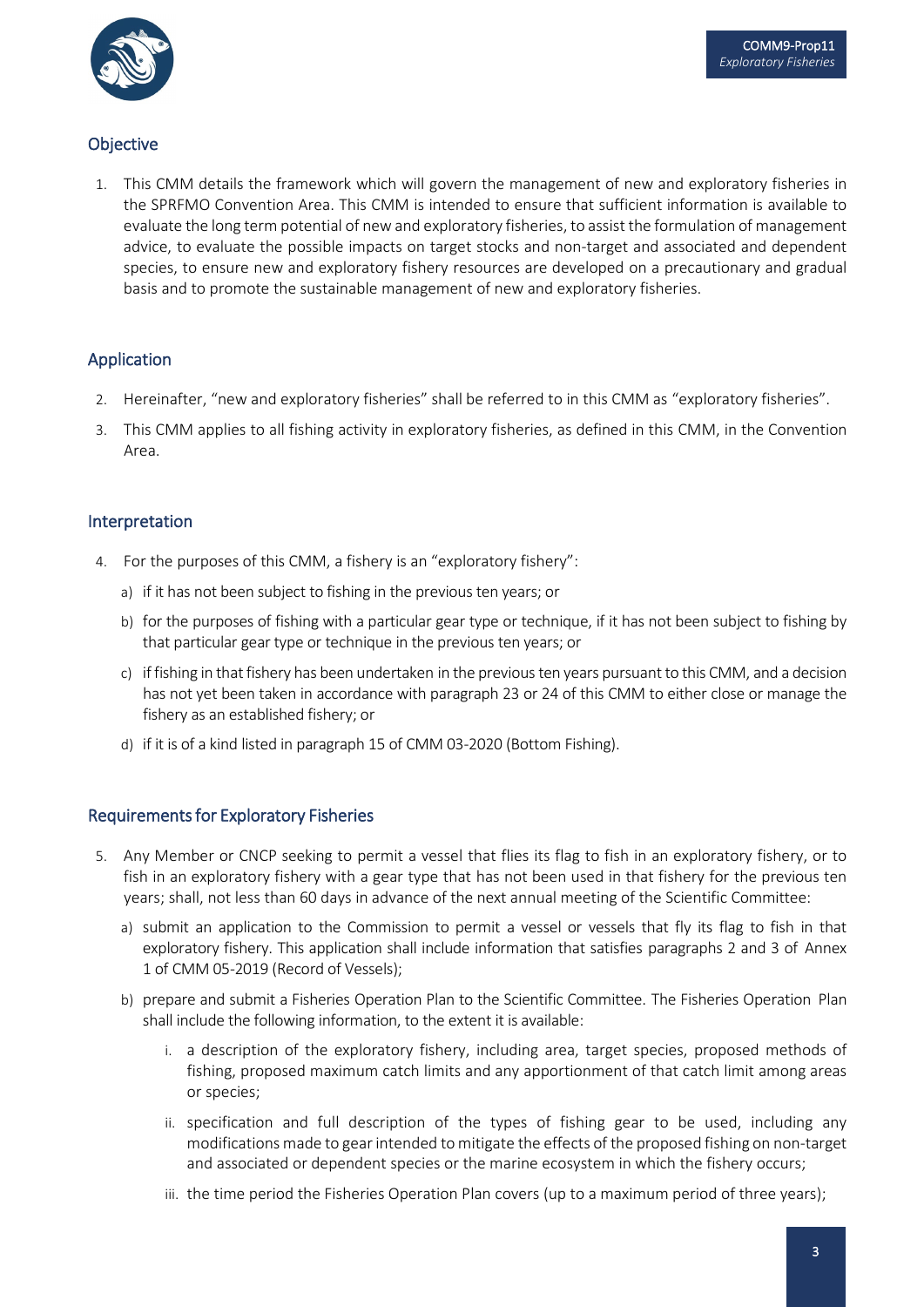## Objective

1. This CMM details the framework which will govern the management of new and exploratory fisheries in the SPRFMO Convention Area. This CMM is intended to ensure that sufficient information is available to evaluate the long term potential of new and exploratory fisheries, to assist the formulation of management advice, to evaluate the possible impacts on target stocks and non-target and associated and dependent species, to ensure new and exploratory fishery resources are developed on a precautionary and gradual basis and to promote the sustainable management of new and exploratory fisheries.

## Application

2. Hereinafter, "new and exploratory fisheries" shall be referred to in this CMM as "exploratory fisheries".
3. This CMM applies to all fishing activity in exploratory fisheries, as defined in this CMM, in the Convention Area.

## Interpretation

4. For the purposes of this CMM, a fishery is an "exploratory fishery":
   a) if it has not been subject to fishing in the previous ten years; or
   b) for the purposes of fishing with a particular gear type or technique, if it has not been subject to fishing by that particular gear type or technique in the previous ten years; or
   c) if fishing in that fishery has been undertaken in the previous ten years pursuant to this CMM, and a decision has not yet been taken in accordance with paragraph 23 or 24 of this CMM to either close or manage the fishery as an established fishery; or
   d) if it is of a kind listed in paragraph 15 of CMM 03-2020 (Bottom Fishing).

## Requirements for Exploratory Fisheries

5. Any Member or CNCP seeking to permit a vessel that flies its flag to fish in an exploratory fishery, or to fish in an exploratory fishery with a gear type that has not been used in that fishery for the previous ten years; shall, not less than 60 days in advance of the next annual meeting of the Scientific Committee:
   a) submit an application to the Commission to permit a vessel or vessels that fly its flag to fish in that exploratory fishery. This application shall include information that satisfies paragraphs 2 and 3 of Annex 1 of CMM 05-2019 (Record of Vessels);
   b) prepare and submit a Fisheries Operation Plan to the Scientific Committee. The Fisheries Operation Plan shall include the following information, to the extent it is available:
      i. a description of the exploratory fishery, including area, target species, proposed methods of fishing, proposed maximum catch limits and any apportionment of that catch limit among areas or species;
      ii. specification and full description of the types of fishing gear to be used, including any modifications made to gear intended to mitigate the effects of the proposed fishing on non-target and associated or dependent species or the marine ecosystem in which the fishery occurs;
      iii. the time period the Fisheries Operation Plan covers (up to a maximum period of three years);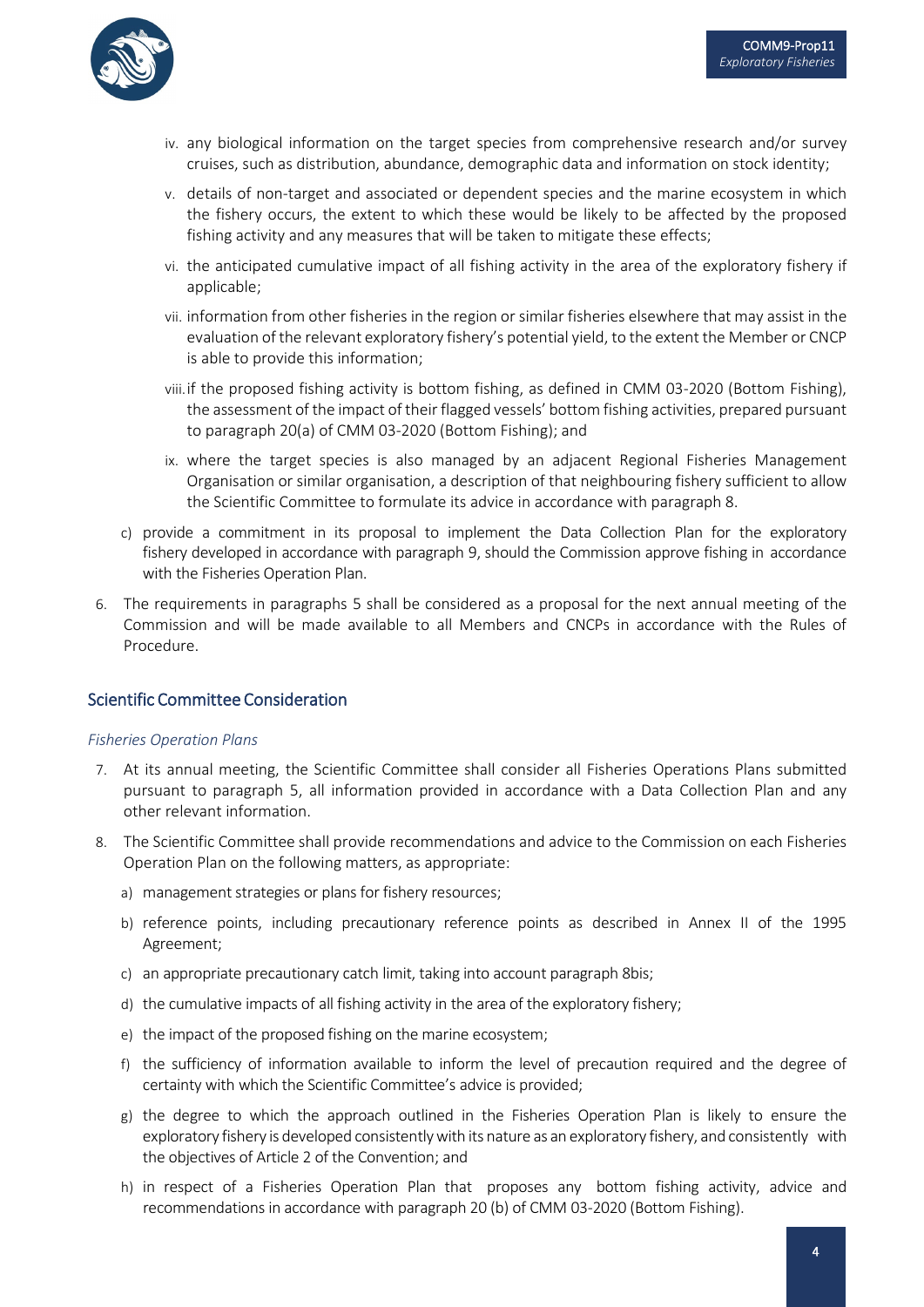iv. any biological information on the target species from comprehensive research and/or survey cruises, such as distribution, abundance, demographic data and information on stock identity;

v. details of non-target and associated or dependent species and the marine ecosystem in which the fishery occurs, the extent to which these would be likely to be affected by the proposed fishing activity and any measures that will be taken to mitigate these effects;

vi. the anticipated cumulative impact of all fishing activity in the area of the exploratory fishery if applicable;

vii. information from other fisheries in the region or similar fisheries elsewhere that may assist in the evaluation of the relevant exploratory fishery's potential yield, to the extent the Member or CNCP is able to provide this information;

viii. if the proposed fishing activity is bottom fishing, as defined in CMM 03-2020 (Bottom Fishing), the assessment of the impact of their flagged vessels' bottom fishing activities, prepared pursuant to paragraph 20(a) of CMM 03-2020 (Bottom Fishing); and

ix. where the target species is also managed by an adjacent Regional Fisheries Management Organisation or similar organisation, a description of that neighbouring fishery sufficient to allow the Scientific Committee to formulate its advice in accordance with paragraph 8.

c) provide a commitment in its proposal to implement the Data Collection Plan for the exploratory fishery developed in accordance with paragraph 9, should the Commission approve fishing in accordance with the Fisheries Operation Plan.

6. The requirements in paragraphs 5 shall be considered as a proposal for the next annual meeting of the Commission and will be made available to all Members and CNCPs in accordance with the Rules of Procedure.

## Scientific Committee Consideration

### *Fisheries Operation Plans*

7. At its annual meeting, the Scientific Committee shall consider all Fisheries Operations Plans submitted pursuant to paragraph 5, all information provided in accordance with a Data Collection Plan and any other relevant information.

8. The Scientific Committee shall provide recommendations and advice to the Commission on each Fisheries Operation Plan on the following matters, as appropriate:

   a) management strategies or plans for fishery resources;

   b) reference points, including precautionary reference points as described in Annex II of the 1995 Agreement;

   c) an appropriate precautionary catch limit, taking into account paragraph 8bis;

   d) the cumulative impacts of all fishing activity in the area of the exploratory fishery;

   e) the impact of the proposed fishing on the marine ecosystem;

   f) the sufficiency of information available to inform the level of precaution required and the degree of certainty with which the Scientific Committee's advice is provided;

   g) the degree to which the approach outlined in the Fisheries Operation Plan is likely to ensure the exploratory fishery is developed consistently with its nature as an exploratory fishery, and consistently with the objectives of Article 2 of the Convention; and

   h) in respect of a Fisheries Operation Plan that proposes any bottom fishing activity, advice and recommendations in accordance with paragraph 20 (b) of CMM 03-2020 (Bottom Fishing).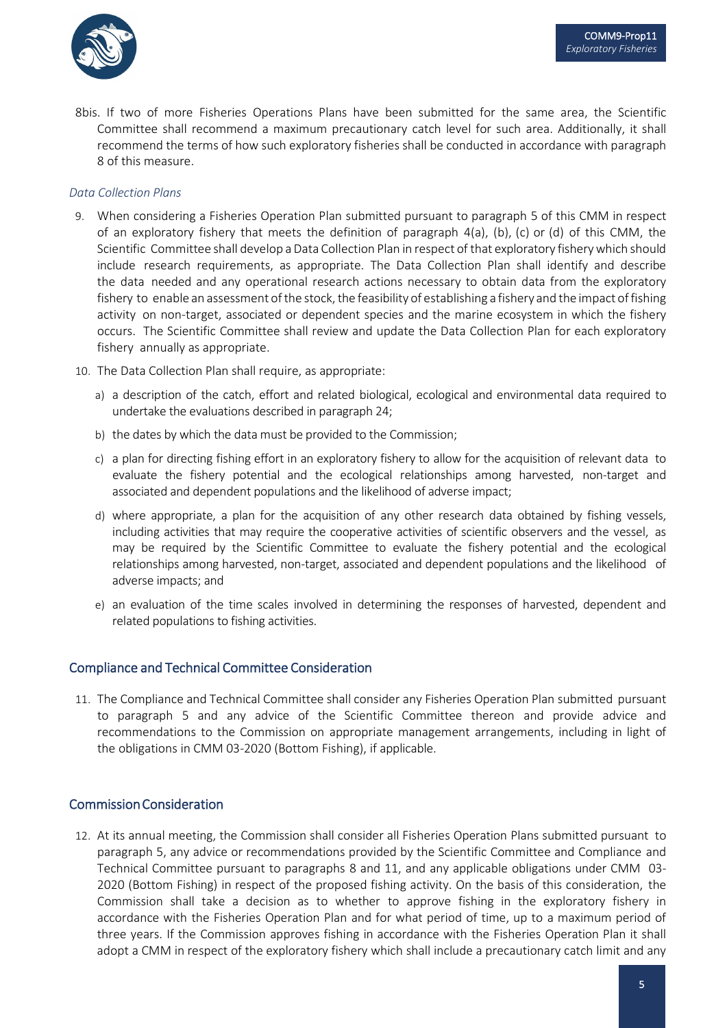8bis. If two of more Fisheries Operations Plans have been submitted for the same area, the Scientific Committee shall recommend a maximum precautionary catch level for such area. Additionally, it shall recommend the terms of how such exploratory fisheries shall be conducted in accordance with paragraph 8 of this measure.

*Data Collection Plans*

9. When considering a Fisheries Operation Plan submitted pursuant to paragraph 5 of this CMM in respect of an exploratory fishery that meets the definition of paragraph 4(a), (b), (c) or (d) of this CMM, the Scientific Committee shall develop a Data Collection Plan in respect of that exploratory fishery which should include research requirements, as appropriate. The Data Collection Plan shall identify and describe the data needed and any operational research actions necessary to obtain data from the exploratory fishery to enable an assessment of the stock, the feasibility of establishing a fishery and the impact of fishing activity on non-target, associated or dependent species and the marine ecosystem in which the fishery occurs. The Scientific Committee shall review and update the Data Collection Plan for each exploratory fishery annually as appropriate.

10. The Data Collection Plan shall require, as appropriate:

    a) a description of the catch, effort and related biological, ecological and environmental data required to undertake the evaluations described in paragraph 24;

    b) the dates by which the data must be provided to the Commission;

    c) a plan for directing fishing effort in an exploratory fishery to allow for the acquisition of relevant data to evaluate the fishery potential and the ecological relationships among harvested, non-target and associated and dependent populations and the likelihood of adverse impact;

    d) where appropriate, a plan for the acquisition of any other research data obtained by fishing vessels, including activities that may require the cooperative activities of scientific observers and the vessel, as may be required by the Scientific Committee to evaluate the fishery potential and the ecological relationships among harvested, non-target, associated and dependent populations and the likelihood of adverse impacts; and

    e) an evaluation of the time scales involved in determining the responses of harvested, dependent and related populations to fishing activities.

## Compliance and Technical Committee Consideration

11. The Compliance and Technical Committee shall consider any Fisheries Operation Plan submitted pursuant to paragraph 5 and any advice of the Scientific Committee thereon and provide advice and recommendations to the Commission on appropriate management arrangements, including in light of the obligations in CMM 03-2020 (Bottom Fishing), if applicable.

## Commission Consideration

12. At its annual meeting, the Commission shall consider all Fisheries Operation Plans submitted pursuant to paragraph 5, any advice or recommendations provided by the Scientific Committee and Compliance and Technical Committee pursuant to paragraphs 8 and 11, and any applicable obligations under CMM 03-2020 (Bottom Fishing) in respect of the proposed fishing activity. On the basis of this consideration, the Commission shall take a decision as to whether to approve fishing in the exploratory fishery in accordance with the Fisheries Operation Plan and for what period of time, up to a maximum period of three years. If the Commission approves fishing in accordance with the Fisheries Operation Plan it shall adopt a CMM in respect of the exploratory fishery which shall include a precautionary catch limit and any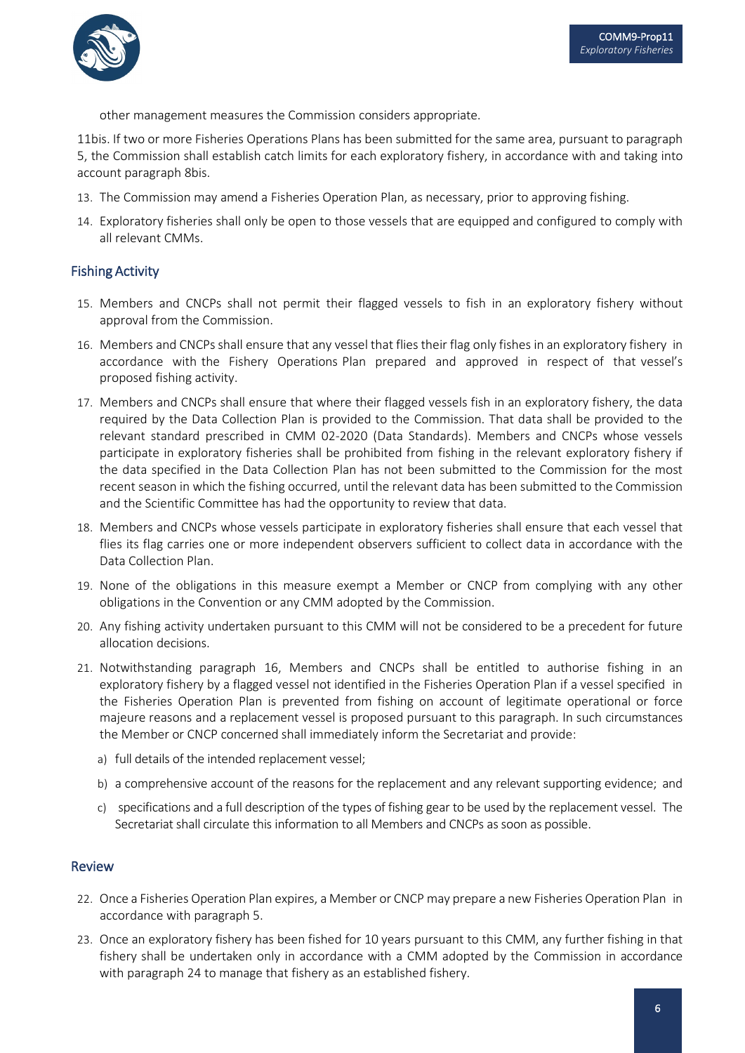other management measures the Commission considers appropriate.

11bis. If two or more Fisheries Operations Plans has been submitted for the same area, pursuant to paragraph 5, the Commission shall establish catch limits for each exploratory fishery, in accordance with and taking into account paragraph 8bis.

13. The Commission may amend a Fisheries Operation Plan, as necessary, prior to approving fishing.
14. Exploratory fisheries shall only be open to those vessels that are equipped and configured to comply with all relevant CMMs.

## Fishing Activity

15. Members and CNCPs shall not permit their flagged vessels to fish in an exploratory fishery without approval from the Commission.
16. Members and CNCPs shall ensure that any vessel that flies their flag only fishes in an exploratory fishery in accordance with the Fishery Operations Plan prepared and approved in respect of that vessel's proposed fishing activity.
17. Members and CNCPs shall ensure that where their flagged vessels fish in an exploratory fishery, the data required by the Data Collection Plan is provided to the Commission. That data shall be provided to the relevant standard prescribed in CMM 02-2020 (Data Standards). Members and CNCPs whose vessels participate in exploratory fisheries shall be prohibited from fishing in the relevant exploratory fishery if the data specified in the Data Collection Plan has not been submitted to the Commission for the most recent season in which the fishing occurred, until the relevant data has been submitted to the Commission and the Scientific Committee has had the opportunity to review that data.
18. Members and CNCPs whose vessels participate in exploratory fisheries shall ensure that each vessel that flies its flag carries one or more independent observers sufficient to collect data in accordance with the Data Collection Plan.
19. None of the obligations in this measure exempt a Member or CNCP from complying with any other obligations in the Convention or any CMM adopted by the Commission.
20. Any fishing activity undertaken pursuant to this CMM will not be considered to be a precedent for future allocation decisions.
21. Notwithstanding paragraph 16, Members and CNCPs shall be entitled to authorise fishing in an exploratory fishery by a flagged vessel not identified in the Fisheries Operation Plan if a vessel specified in the Fisheries Operation Plan is prevented from fishing on account of legitimate operational or force majeure reasons and a replacement vessel is proposed pursuant to this paragraph. In such circumstances the Member or CNCP concerned shall immediately inform the Secretariat and provide:
    a) full details of the intended replacement vessel;
    b) a comprehensive account of the reasons for the replacement and any relevant supporting evidence; and
    c) specifications and a full description of the types of fishing gear to be used by the replacement vessel. The Secretariat shall circulate this information to all Members and CNCPs as soon as possible.

## Review

22. Once a Fisheries Operation Plan expires, a Member or CNCP may prepare a new Fisheries Operation Plan in accordance with paragraph 5.
23. Once an exploratory fishery has been fished for 10 years pursuant to this CMM, any further fishing in that fishery shall be undertaken only in accordance with a CMM adopted by the Commission in accordance with paragraph 24 to manage that fishery as an established fishery.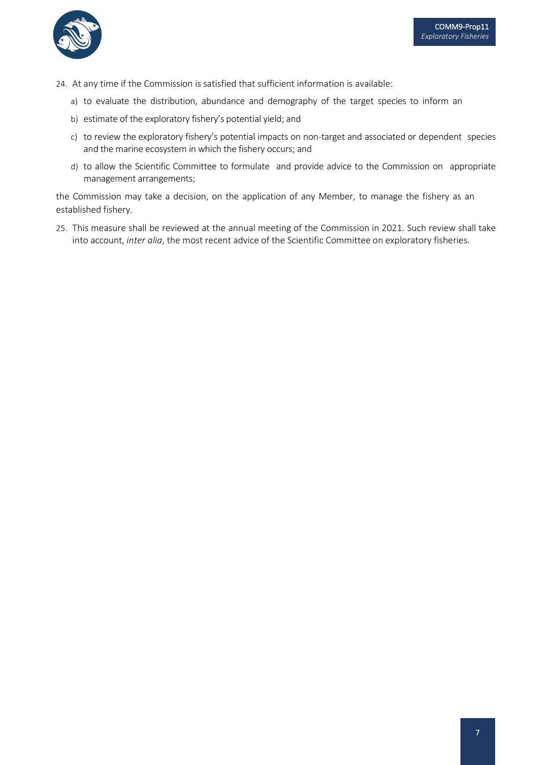24. At any time if the Commission is satisfied that sufficient information is available:

    a) to evaluate the distribution, abundance and demography of the target species to inform an

    b) estimate of the exploratory fishery's potential yield; and

    c) to review the exploratory fishery's potential impacts on non-target and associated or dependent species and the marine ecosystem in which the fishery occurs; and

    d) to allow the Scientific Committee to formulate and provide advice to the Commission on appropriate management arrangements;

the Commission may take a decision, on the application of any Member, to manage the fishery as an established fishery.

25. This measure shall be reviewed at the annual meeting of the Commission in 2021. Such review shall take into account, *inter alia*, the most recent advice of the Scientific Committee on exploratory fisheries.